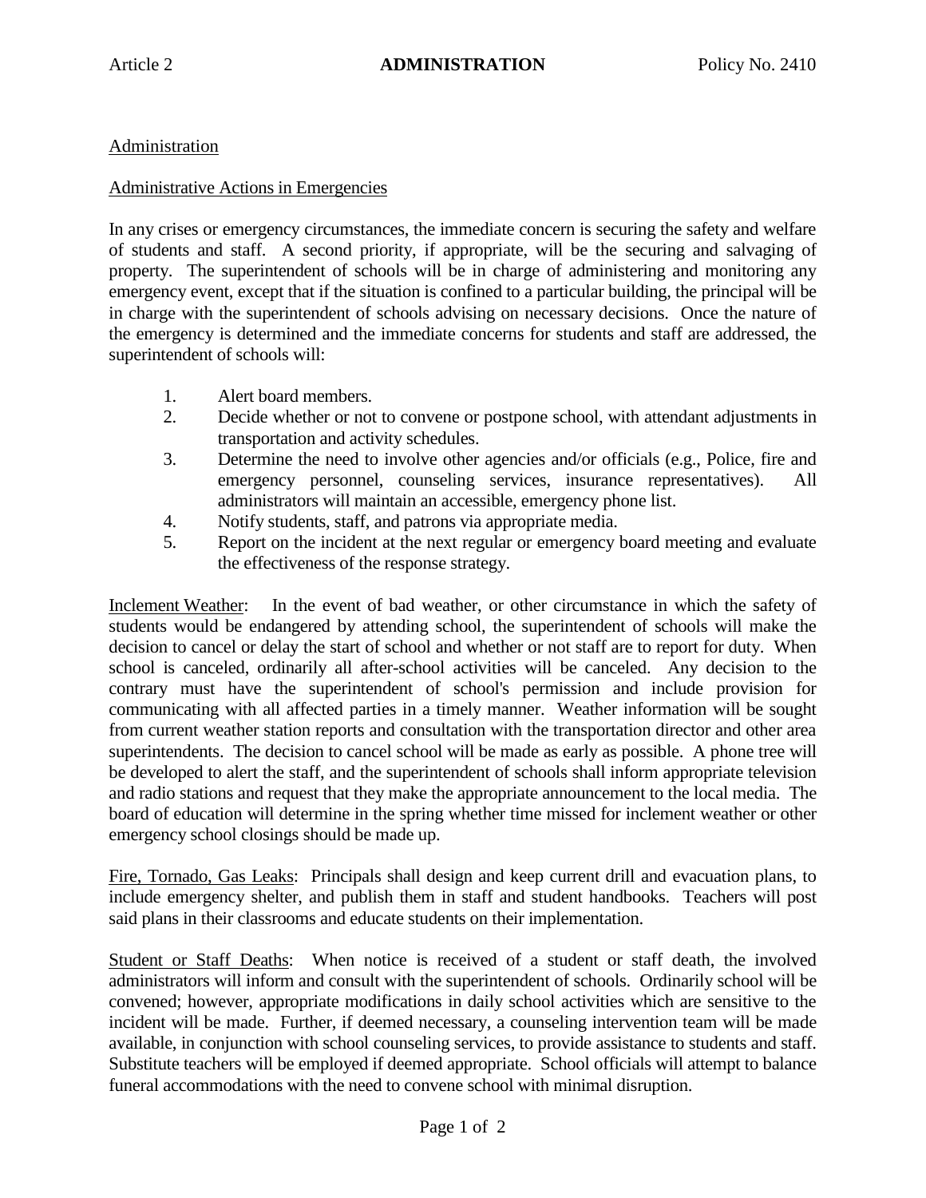Article 2 **ADMINISTRATION** Policy No. 2410

Administration

Administrative Actions in Emergencies

In any crises or emergency circumstances, the immediate concern is securing the safety and welfare of students and staff. A second priority, if appropriate, will be the securing and salvaging of property. The superintendent of schools will be in charge of administering and monitoring any emergency event, except that if the situation is confined to a particular building, the principal will be in charge with the superintendent of schools advising on necessary decisions. Once the nature of the emergency is determined and the immediate concerns for students and staff are addressed, the superintendent of schools will:

1. Alert board members.
2. Decide whether or not to convene or postpone school, with attendant adjustments in transportation and activity schedules.
3. Determine the need to involve other agencies and/or officials (e.g., Police, fire and emergency personnel, counseling services, insurance representatives). All administrators will maintain an accessible, emergency phone list.
4. Notify students, staff, and patrons via appropriate media.
5. Report on the incident at the next regular or emergency board meeting and evaluate the effectiveness of the response strategy.

Inclement Weather: In the event of bad weather, or other circumstance in which the safety of students would be endangered by attending school, the superintendent of schools will make the decision to cancel or delay the start of school and whether or not staff are to report for duty. When school is canceled, ordinarily all after-school activities will be canceled. Any decision to the contrary must have the superintendent of school's permission and include provision for communicating with all affected parties in a timely manner. Weather information will be sought from current weather station reports and consultation with the transportation director and other area superintendents. The decision to cancel school will be made as early as possible. A phone tree will be developed to alert the staff, and the superintendent of schools shall inform appropriate television and radio stations and request that they make the appropriate announcement to the local media. The board of education will determine in the spring whether time missed for inclement weather or other emergency school closings should be made up.

Fire, Tornado, Gas Leaks: Principals shall design and keep current drill and evacuation plans, to include emergency shelter, and publish them in staff and student handbooks. Teachers will post said plans in their classrooms and educate students on their implementation.

Student or Staff Deaths: When notice is received of a student or staff death, the involved administrators will inform and consult with the superintendent of schools. Ordinarily school will be convened; however, appropriate modifications in daily school activities which are sensitive to the incident will be made. Further, if deemed necessary, a counseling intervention team will be made available, in conjunction with school counseling services, to provide assistance to students and staff. Substitute teachers will be employed if deemed appropriate. School officials will attempt to balance funeral accommodations with the need to convene school with minimal disruption.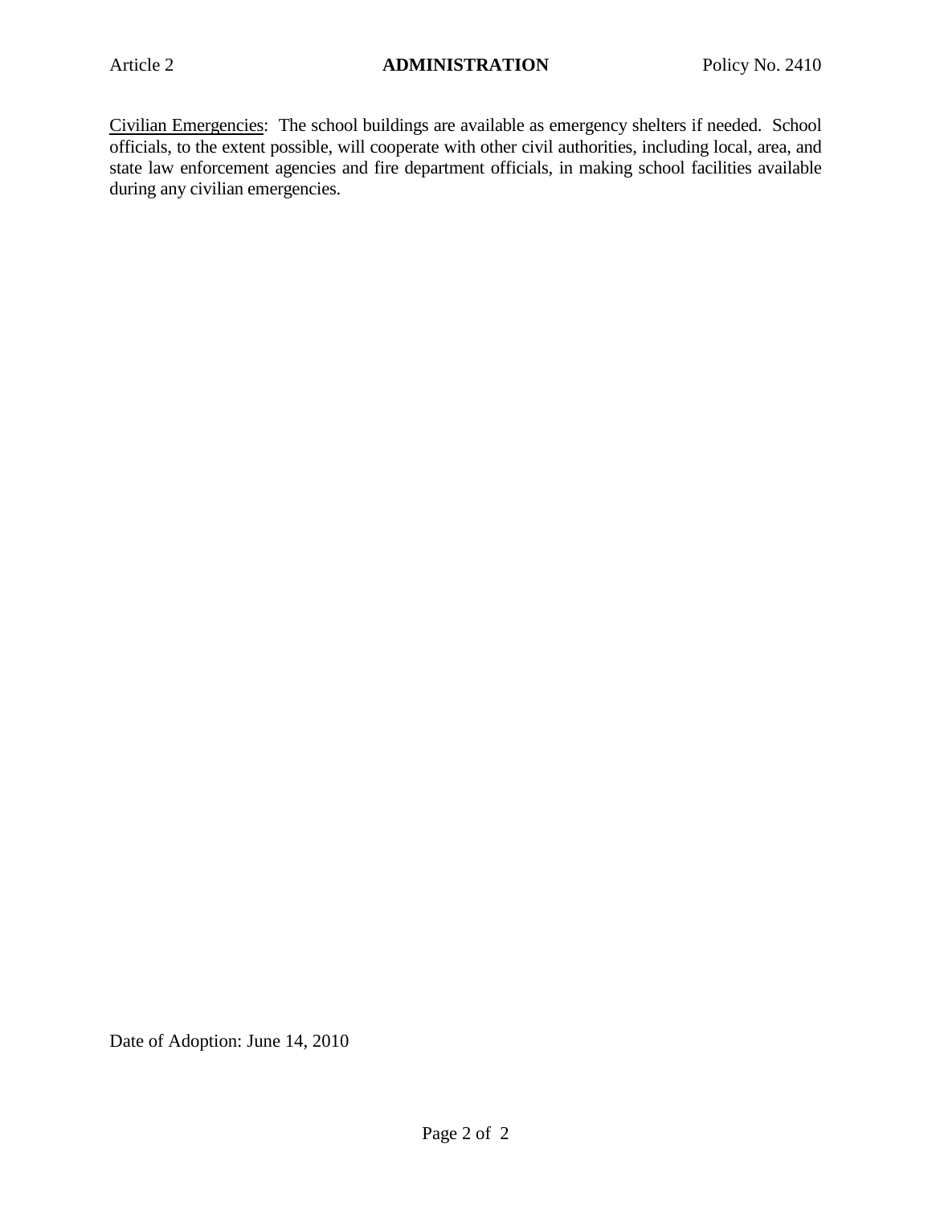<u>Civilian Emergencies</u>: The school buildings are available as emergency shelters if needed. School officials, to the extent possible, will cooperate with other civil authorities, including local, area, and state law enforcement agencies and fire department officials, in making school facilities available during any civilian emergencies.

Date of Adoption: June 14, 2010